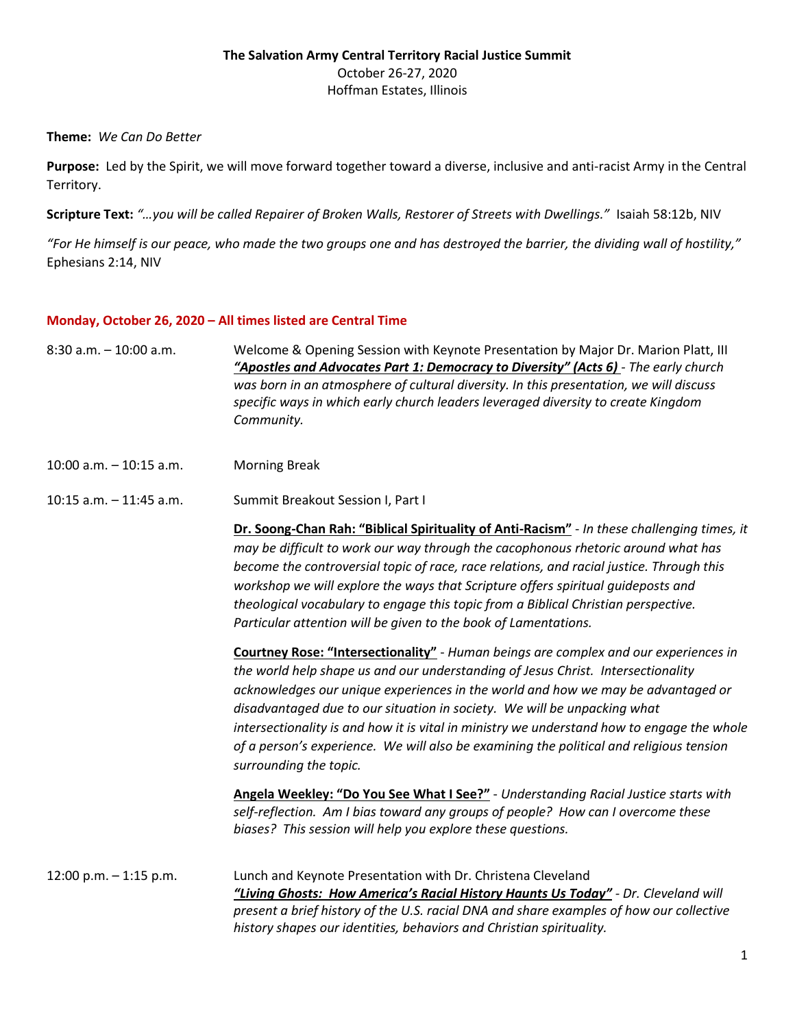**The Salvation Army Central Territory Racial Justice Summit**
October 26-27, 2020
Hoffman Estates, Illinois

**Theme:** *We Can Do Better*

**Purpose:** Led by the Spirit, we will move forward together toward a diverse, inclusive and anti-racist Army in the Central Territory.

**Scripture Text:** *"…you will be called Repairer of Broken Walls, Restorer of Streets with Dwellings."* Isaiah 58:12b, NIV

*"For He himself is our peace, who made the two groups one and has destroyed the barrier, the dividing wall of hostility,"* Ephesians 2:14, NIV

**Monday, October 26, 2020 – All times listed are Central Time**

8:30 a.m. – 10:00 a.m. — Welcome & Opening Session with Keynote Presentation by Major Dr. Marion Platt, III
***"Apostles and Advocates Part 1: Democracy to Diversity" (Acts 6)*** - *The early church was born in an atmosphere of cultural diversity. In this presentation, we will discuss specific ways in which early church leaders leveraged diversity to create Kingdom Community.*

10:00 a.m. – 10:15 a.m. — Morning Break

10:15 a.m. – 11:45 a.m. — Summit Breakout Session I, Part I

**Dr. Soong-Chan Rah: "Biblical Spirituality of Anti-Racism"** - *In these challenging times, it may be difficult to work our way through the cacophonous rhetoric around what has become the controversial topic of race, race relations, and racial justice. Through this workshop we will explore the ways that Scripture offers spiritual guideposts and theological vocabulary to engage this topic from a Biblical Christian perspective. Particular attention will be given to the book of Lamentations.*

**Courtney Rose: "Intersectionality"** - *Human beings are complex and our experiences in the world help shape us and our understanding of Jesus Christ. Intersectionality acknowledges our unique experiences in the world and how we may be advantaged or disadvantaged due to our situation in society. We will be unpacking what intersectionality is and how it is vital in ministry we understand how to engage the whole of a person's experience. We will also be examining the political and religious tension surrounding the topic.*

**Angela Weekley: "Do You See What I See?"** - *Understanding Racial Justice starts with self-reflection. Am I bias toward any groups of people? How can I overcome these biases? This session will help you explore these questions.*

12:00 p.m. – 1:15 p.m. — Lunch and Keynote Presentation with Dr. Christena Cleveland
***"Living Ghosts: How America's Racial History Haunts Us Today"*** - *Dr. Cleveland will present a brief history of the U.S. racial DNA and share examples of how our collective history shapes our identities, behaviors and Christian spirituality.*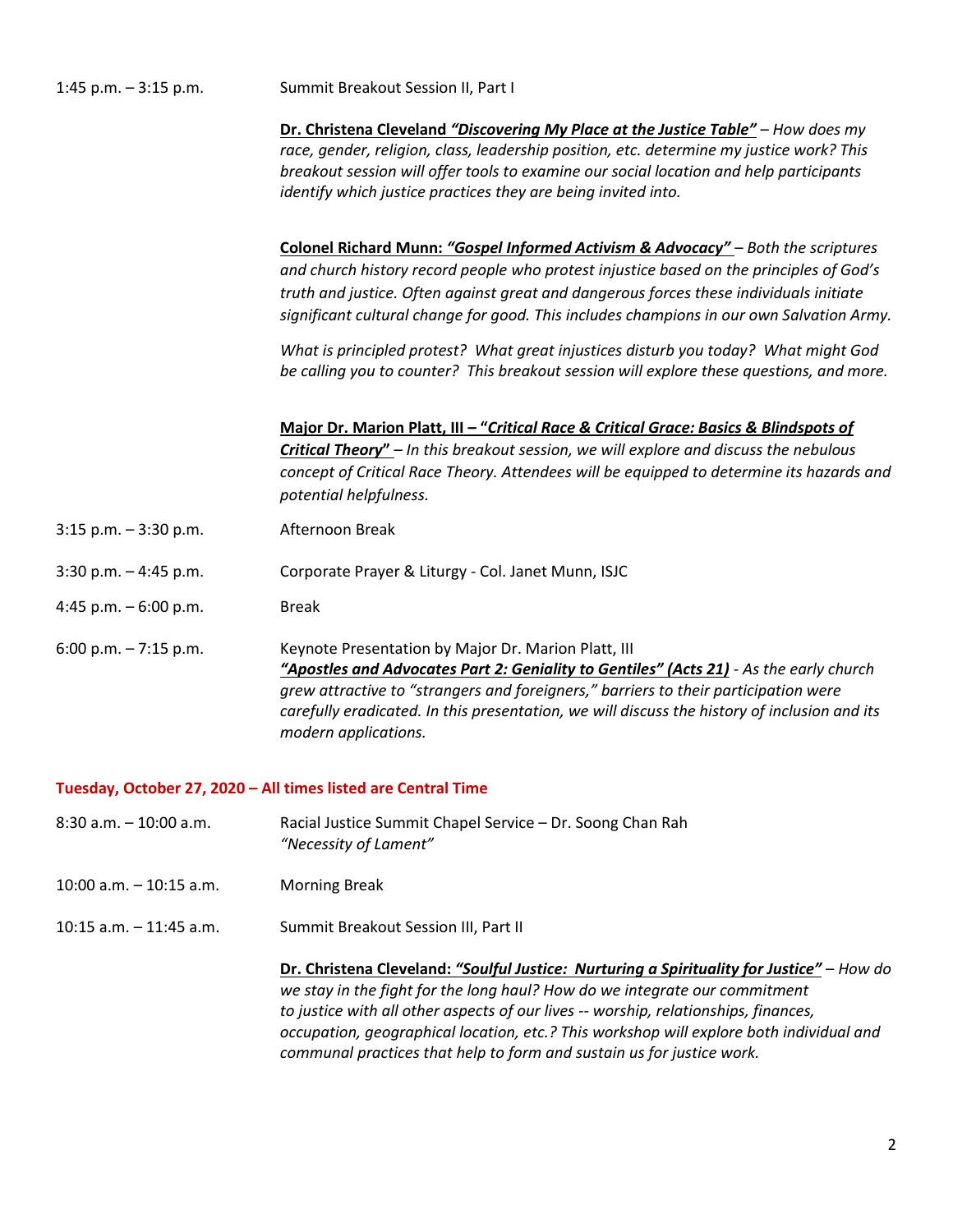1:45 p.m. – 3:15 p.m. Summit Breakout Session II, Part I

**Dr. Christena Cleveland *"Discovering My Place at the Justice Table"*** – *How does my race, gender, religion, class, leadership position, etc. determine my justice work? This breakout session will offer tools to examine our social location and help participants identify which justice practices they are being invited into.*

**Colonel Richard Munn: *"Gospel Informed Activism & Advocacy"*** – *Both the scriptures and church history record people who protest injustice based on the principles of God's truth and justice. Often against great and dangerous forces these individuals initiate significant cultural change for good. This includes champions in our own Salvation Army.*

*What is principled protest? What great injustices disturb you today? What might God be calling you to counter? This breakout session will explore these questions, and more.*

**Major Dr. Marion Platt, III – "*Critical Race & Critical Grace: Basics & Blindspots of Critical Theory*"** – *In this breakout session, we will explore and discuss the nebulous concept of Critical Race Theory. Attendees will be equipped to determine its hazards and potential helpfulness.*

3:15 p.m. – 3:30 p.m. Afternoon Break

3:30 p.m. – 4:45 p.m. Corporate Prayer & Liturgy - Col. Janet Munn, ISJC

4:45 p.m. – 6:00 p.m. Break

6:00 p.m. – 7:15 p.m. Keynote Presentation by Major Dr. Marion Platt, III
***"Apostles and Advocates Part 2: Geniality to Gentiles" (Acts 21)*** - *As the early church grew attractive to "strangers and foreigners," barriers to their participation were carefully eradicated. In this presentation, we will discuss the history of inclusion and its modern applications.*

**Tuesday, October 27, 2020 – All times listed are Central Time**

8:30 a.m. – 10:00 a.m. Racial Justice Summit Chapel Service – Dr. Soong Chan Rah
*"Necessity of Lament"*

10:00 a.m. – 10:15 a.m. Morning Break

10:15 a.m. – 11:45 a.m. Summit Breakout Session III, Part II

**Dr. Christena Cleveland: *"Soulful Justice: Nurturing a Spirituality for Justice"*** – *How do we stay in the fight for the long haul? How do we integrate our commitment to justice with all other aspects of our lives -- worship, relationships, finances, occupation, geographical location, etc.? This workshop will explore both individual and communal practices that help to form and sustain us for justice work.*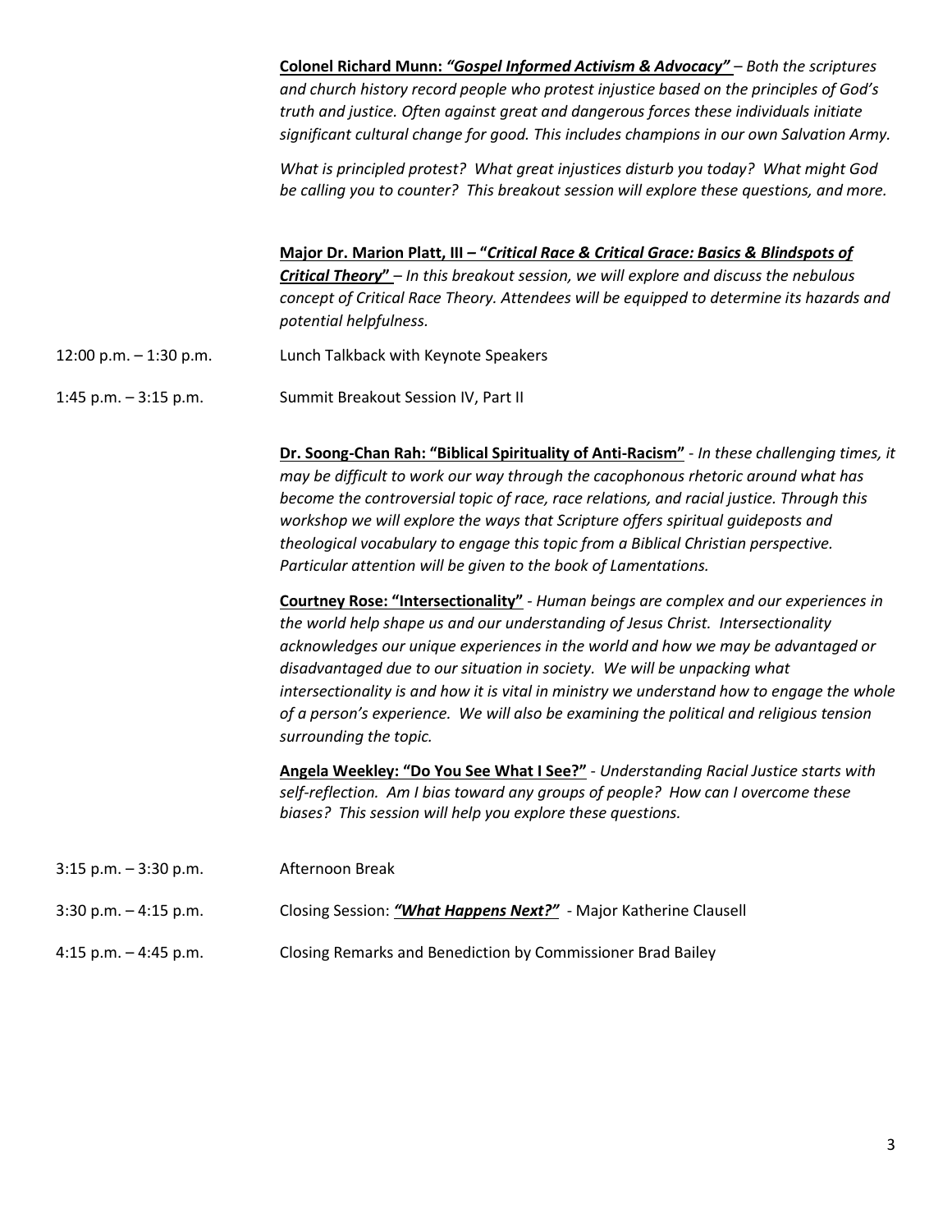**Colonel Richard Munn: *"Gospel Informed Activism & Advocacy"*** – *Both the scriptures and church history record people who protest injustice based on the principles of God's truth and justice. Often against great and dangerous forces these individuals initiate significant cultural change for good. This includes champions in our own Salvation Army.*

*What is principled protest? What great injustices disturb you today? What might God be calling you to counter? This breakout session will explore these questions, and more.*

**Major Dr. Marion Platt, III – "*Critical Race & Critical Grace: Basics & Blindspots of Critical Theory*"** – *In this breakout session, we will explore and discuss the nebulous concept of Critical Race Theory. Attendees will be equipped to determine its hazards and potential helpfulness.*

12:00 p.m. – 1:30 p.m. Lunch Talkback with Keynote Speakers

1:45 p.m. – 3:15 p.m. Summit Breakout Session IV, Part II

**Dr. Soong-Chan Rah: "Biblical Spirituality of Anti-Racism"** - *In these challenging times, it may be difficult to work our way through the cacophonous rhetoric around what has become the controversial topic of race, race relations, and racial justice. Through this workshop we will explore the ways that Scripture offers spiritual guideposts and theological vocabulary to engage this topic from a Biblical Christian perspective. Particular attention will be given to the book of Lamentations.*

**Courtney Rose: "Intersectionality"** - *Human beings are complex and our experiences in the world help shape us and our understanding of Jesus Christ. Intersectionality acknowledges our unique experiences in the world and how we may be advantaged or disadvantaged due to our situation in society. We will be unpacking what intersectionality is and how it is vital in ministry we understand how to engage the whole of a person's experience. We will also be examining the political and religious tension surrounding the topic.*

**Angela Weekley: "Do You See What I See?"** - *Understanding Racial Justice starts with self-reflection. Am I bias toward any groups of people? How can I overcome these biases? This session will help you explore these questions.*

3:15 p.m. – 3:30 p.m. Afternoon Break

3:30 p.m. – 4:15 p.m. Closing Session: ***"What Happens Next?"*** - Major Katherine Clausell

4:15 p.m. – 4:45 p.m. Closing Remarks and Benediction by Commissioner Brad Bailey